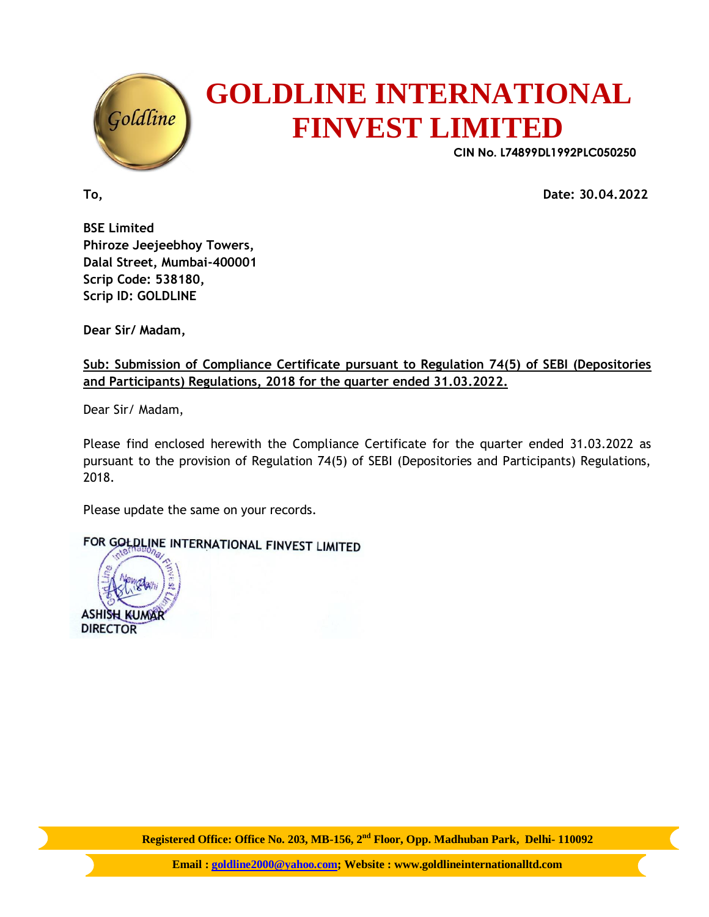# GOLDLINE INTERNATIONAL FINVEST LIMITED

**CIN No. L74899DL1992PLC050250**

**To,** **Date: 30.04.2022**

**BSE Limited**
**Phiroze Jeejeebhoy Towers,**
**Dalal Street, Mumbai-400001**
**Scrip Code: 538180,**
**Scrip ID: GOLDLINE**

**Dear Sir/ Madam,**

**Sub: Submission of Compliance Certificate pursuant to Regulation 74(5) of SEBI (Depositories and Participants) Regulations, 2018 for the quarter ended 31.03.2022.**

Dear Sir/ Madam,

Please find enclosed herewith the Compliance Certificate for the quarter ended 31.03.2022 as pursuant to the provision of Regulation 74(5) of SEBI (Depositories and Participants) Regulations, 2018.

Please update the same on your records.

FOR GOLDLINE INTERNATIONAL FINVEST LIMITED

ASHISH KUMAR
DIRECTOR

**Registered Office: Office No. 203, MB-156, 2nd Floor, Opp. Madhuban Park, Delhi- 110092**

**Email : goldline2000@yahoo.com; Website : www.goldlineinternationalltd.com**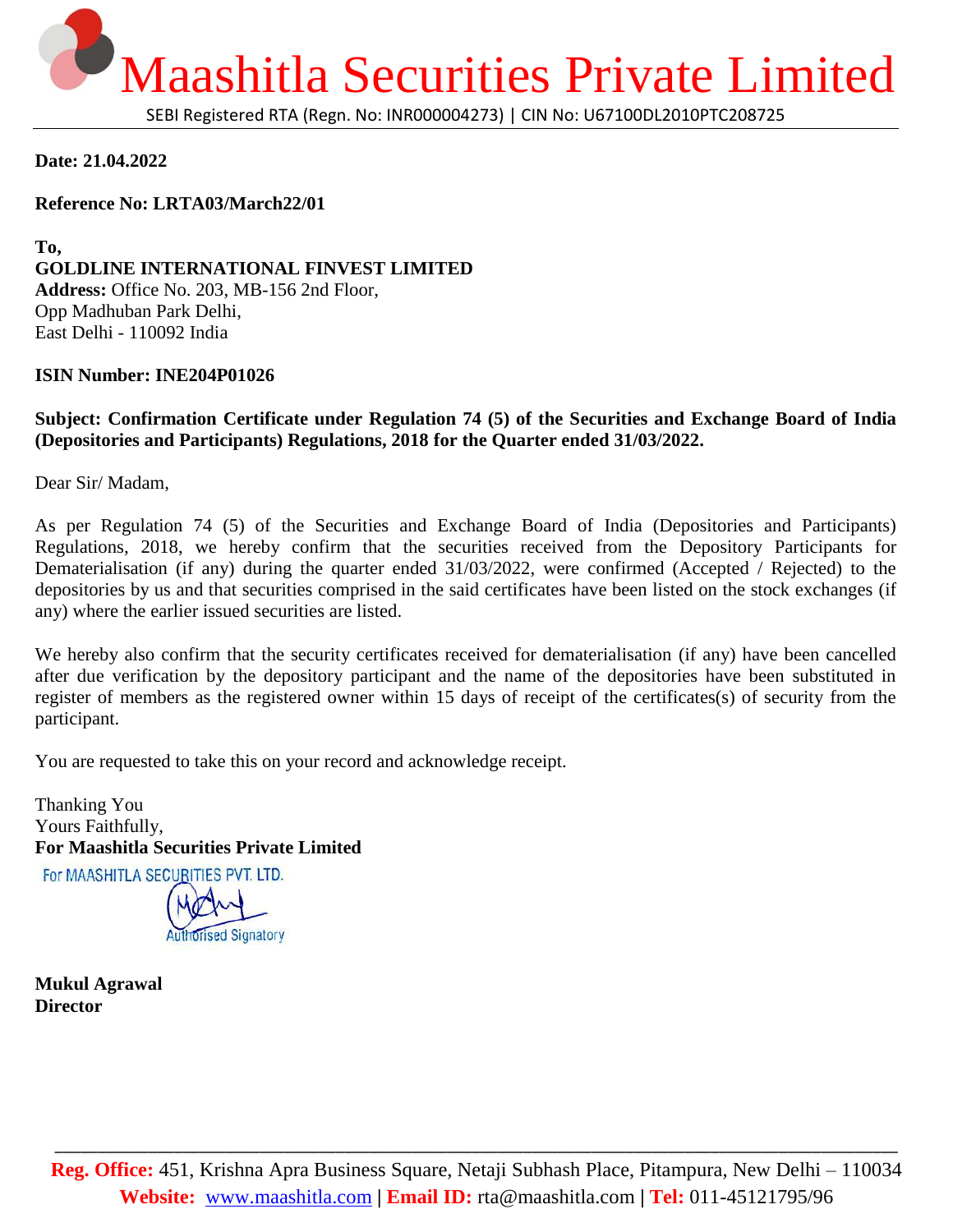# Maashitla Securities Private Limited

SEBI Registered RTA (Regn. No: INR000004273) | CIN No: U67100DL2010PTC208725

**Date: 21.04.2022**

**Reference No: LRTA03/March22/01**

**To,**
**GOLDLINE INTERNATIONAL FINVEST LIMITED**
**Address:** Office No. 203, MB-156 2nd Floor,
Opp Madhuban Park Delhi,
East Delhi - 110092 India

**ISIN Number: INE204P01026**

**Subject: Confirmation Certificate under Regulation 74 (5) of the Securities and Exchange Board of India (Depositories and Participants) Regulations, 2018 for the Quarter ended 31/03/2022.**

Dear Sir/ Madam,

As per Regulation 74 (5) of the Securities and Exchange Board of India (Depositories and Participants) Regulations, 2018, we hereby confirm that the securities received from the Depository Participants for Dematerialisation (if any) during the quarter ended 31/03/2022, were confirmed (Accepted / Rejected) to the depositories by us and that securities comprised in the said certificates have been listed on the stock exchanges (if any) where the earlier issued securities are listed.

We hereby also confirm that the security certificates received for dematerialisation (if any) have been cancelled after due verification by the depository participant and the name of the depositories have been substituted in register of members as the registered owner within 15 days of receipt of the certificates(s) of security from the participant.

You are requested to take this on your record and acknowledge receipt.

Thanking You
Yours Faithfully,
**For Maashitla Securities Private Limited**

For MAASHITLA SECURITIES PVT. LTD.
Authorised Signatory

**Mukul Agrawal**
**Director**

**Reg. Office:** 451, Krishna Apra Business Square, Netaji Subhash Place, Pitampura, New Delhi – 110034
**Website:** www.maashitla.com | **Email ID:** rta@maashitla.com | **Tel:** 011-45121795/96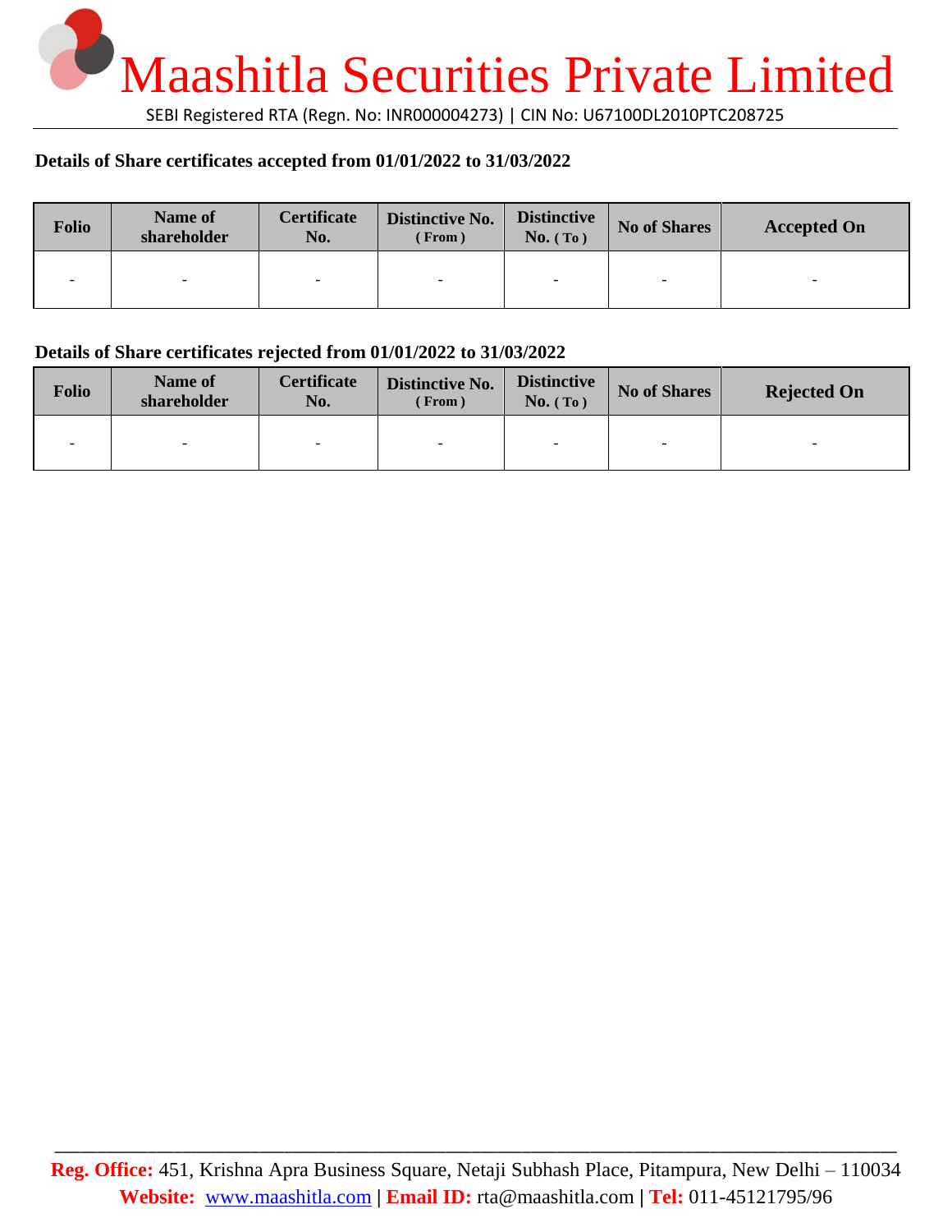# Maashitla Securities Private Limited

SEBI Registered RTA (Regn. No: INR000004273) | CIN No: U67100DL2010PTC208725

**Details of Share certificates accepted from 01/01/2022 to 31/03/2022**

| Folio | Name of shareholder | Certificate No. | Distinctive No. ( From ) | Distinctive No. ( To ) | No of Shares | Accepted On |
|---|---|---|---|---|---|---|
| - | - | - | - | - | - | - |

**Details of Share certificates rejected from 01/01/2022 to 31/03/2022**

| Folio | Name of shareholder | Certificate No. | Distinctive No. ( From ) | Distinctive No. ( To ) | No of Shares | Rejected On |
|---|---|---|---|---|---|---|
| - | - | - | - | - | - | - |

**Reg. Office:** 451, Krishna Apra Business Square, Netaji Subhash Place, Pitampura, New Delhi – 110034
**Website:** www.maashitla.com | **Email ID:** rta@maashitla.com | **Tel:** 011-45121795/96